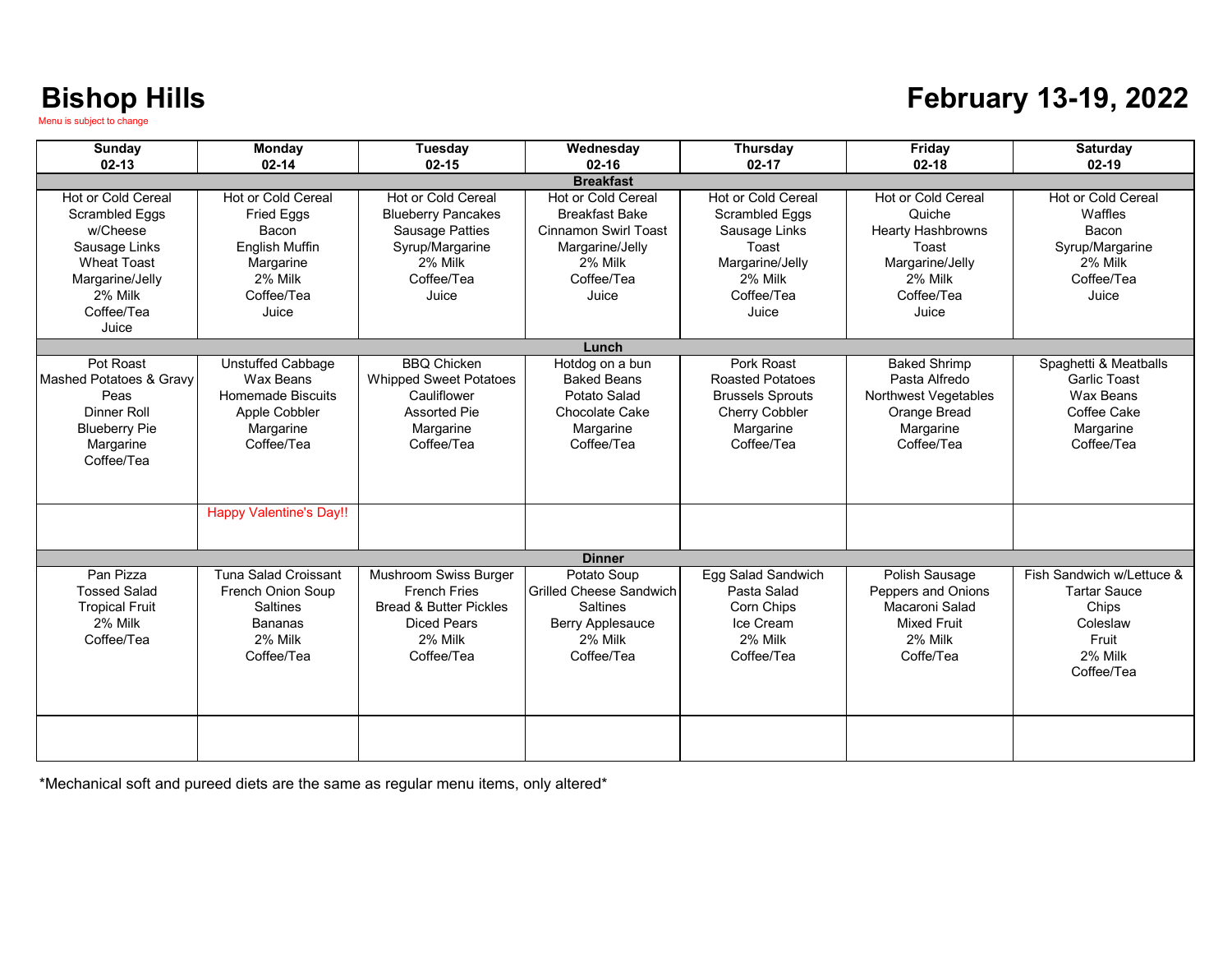# Bishop Hills

Menu is subject to change

## February 13-19, 2022

| Sunday 02-13 | Monday 02-14 | Tuesday 02-15 | Wednesday 02-16 | Thursday 02-17 | Friday 02-18 | Saturday 02-19 |
|---|---|---|---|---|---|---|
| **Breakfast** | | | | | | |
| Hot or Cold Cereal<br>Scrambled Eggs w/Cheese<br>Sausage Links<br>Wheat Toast<br>Margarine/Jelly<br>2% Milk<br>Coffee/Tea<br>Juice | Hot or Cold Cereal<br>Fried Eggs<br>Bacon<br>English Muffin<br>Margarine<br>2% Milk<br>Coffee/Tea<br>Juice | Hot or Cold Cereal<br>Blueberry Pancakes<br>Sausage Patties<br>Syrup/Margarine<br>2% Milk<br>Coffee/Tea<br>Juice | Hot or Cold Cereal<br>Breakfast Bake<br>Cinnamon Swirl Toast<br>Margarine/Jelly<br>2% Milk<br>Coffee/Tea<br>Juice | Hot or Cold Cereal<br>Scrambled Eggs<br>Sausage Links<br>Toast<br>Margarine/Jelly<br>2% Milk<br>Coffee/Tea<br>Juice | Hot or Cold Cereal<br>Quiche<br>Hearty Hashbrowns<br>Toast<br>Margarine/Jelly<br>2% Milk<br>Coffee/Tea<br>Juice | Hot or Cold Cereal<br>Waffles<br>Bacon<br>Syrup/Margarine<br>2% Milk<br>Coffee/Tea<br>Juice |
| **Lunch** | | | | | | |
| Pot Roast<br>Mashed Potatoes & Gravy<br>Peas<br>Dinner Roll<br>Blueberry Pie<br>Margarine<br>Coffee/Tea | Unstuffed Cabbage<br>Wax Beans<br>Homemade Biscuits<br>Apple Cobbler<br>Margarine<br>Coffee/Tea | BBQ Chicken<br>Whipped Sweet Potatoes<br>Cauliflower<br>Assorted Pie<br>Margarine<br>Coffee/Tea | Hotdog on a bun<br>Baked Beans<br>Potato Salad<br>Chocolate Cake<br>Margarine<br>Coffee/Tea | Pork Roast<br>Roasted Potatoes<br>Brussels Sprouts<br>Cherry Cobbler<br>Margarine<br>Coffee/Tea | Baked Shrimp<br>Pasta Alfredo<br>Northwest Vegetables<br>Orange Bread<br>Margarine<br>Coffee/Tea | Spaghetti & Meatballs<br>Garlic Toast<br>Wax Beans<br>Coffee Cake<br>Margarine<br>Coffee/Tea |
| | Happy Valentine's Day!! | | | | | |
| **Dinner** | | | | | | |
| Pan Pizza<br>Tossed Salad<br>Tropical Fruit<br>2% Milk<br>Coffee/Tea | Tuna Salad Croissant<br>French Onion Soup<br>Saltines<br>Bananas<br>2% Milk<br>Coffee/Tea | Mushroom Swiss Burger<br>French Fries<br>Bread & Butter Pickles<br>Diced Pears<br>2% Milk<br>Coffee/Tea | Potato Soup<br>Grilled Cheese Sandwich<br>Saltines<br>Berry Applesauce<br>2% Milk<br>Coffee/Tea | Egg Salad Sandwich<br>Pasta Salad<br>Corn Chips<br>Ice Cream<br>2% Milk<br>Coffee/Tea | Polish Sausage<br>Peppers and Onions<br>Macaroni Salad<br>Mixed Fruit<br>2% Milk<br>Coffe/Tea | Fish Sandwich w/Lettuce & Tartar Sauce<br>Chips<br>Coleslaw<br>Fruit<br>2% Milk<br>Coffee/Tea |

*Mechanical soft and pureed diets are the same as regular menu items, only altered*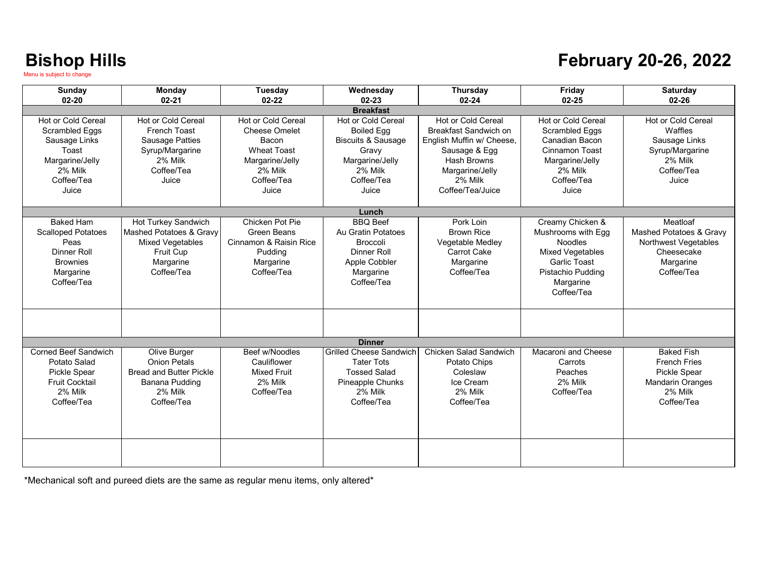# Bishop Hills

Menu is subject to change

# February 20-26, 2022

| Sunday 02-20 | Monday 02-21 | Tuesday 02-22 | Wednesday 02-23 | Thursday 02-24 | Friday 02-25 | Saturday 02-26 |
|---|---|---|---|---|---|---|
| **Breakfast** | | | | | | |
| Hot or Cold Cereal<br>Scrambled Eggs<br>Sausage Links<br>Toast<br>Margarine/Jelly<br>2% Milk<br>Coffee/Tea<br>Juice | Hot or Cold Cereal<br>French Toast<br>Sausage Patties<br>Syrup/Margarine<br>2% Milk<br>Coffee/Tea<br>Juice | Hot or Cold Cereal<br>Cheese Omelet<br>Bacon<br>Wheat Toast<br>Margarine/Jelly<br>2% Milk<br>Coffee/Tea<br>Juice | Hot or Cold Cereal<br>Boiled Egg<br>Biscuits & Sausage<br>Gravy<br>Margarine/Jelly<br>2% Milk<br>Coffee/Tea<br>Juice | Hot or Cold Cereal<br>Breakfast Sandwich on English Muffin w/ Cheese, Sausage & Egg<br>Hash Browns<br>Margarine/Jelly<br>2% Milk<br>Coffee/Tea/Juice | Hot or Cold Cereal<br>Scrambled Eggs<br>Canadian Bacon<br>Cinnamon Toast<br>Margarine/Jelly<br>2% Milk<br>Coffee/Tea<br>Juice | Hot or Cold Cereal<br>Waffles<br>Sausage Links<br>Syrup/Margarine<br>2% Milk<br>Coffee/Tea<br>Juice |
| **Lunch** | | | | | | |
| Baked Ham<br>Scalloped Potatoes<br>Peas<br>Dinner Roll<br>Brownies<br>Margarine<br>Coffee/Tea | Hot Turkey Sandwich<br>Mashed Potatoes & Gravy<br>Mixed Vegetables<br>Fruit Cup<br>Margarine<br>Coffee/Tea | Chicken Pot Pie<br>Green Beans<br>Cinnamon & Raisin Rice<br>Pudding<br>Margarine<br>Coffee/Tea | BBQ Beef<br>Au Gratin Potatoes<br>Broccoli<br>Dinner Roll<br>Apple Cobbler<br>Margarine<br>Coffee/Tea | Pork Loin<br>Brown Rice<br>Vegetable Medley<br>Carrot Cake<br>Margarine<br>Coffee/Tea | Creamy Chicken & Mushrooms with Egg Noodles<br>Mixed Vegetables<br>Garlic Toast<br>Pistachio Pudding<br>Margarine<br>Coffee/Tea | Meatloaf<br>Mashed Potatoes & Gravy<br>Northwest Vegetables<br>Cheesecake<br>Margarine<br>Coffee/Tea |
| | | | | | | |
| **Dinner** | | | | | | |
| Corned Beef Sandwich<br>Potato Salad<br>Pickle Spear<br>Fruit Cocktail<br>2% Milk<br>Coffee/Tea | Olive Burger<br>Onion Petals<br>Bread and Butter Pickle<br>Banana Pudding<br>2% Milk<br>Coffee/Tea | Beef w/Noodles<br>Cauliflower<br>Mixed Fruit<br>2% Milk<br>Coffee/Tea | Grilled Cheese Sandwich<br>Tater Tots<br>Tossed Salad<br>Pineapple Chunks<br>2% Milk<br>Coffee/Tea | Chicken Salad Sandwich<br>Potato Chips<br>Coleslaw<br>Ice Cream<br>2% Milk<br>Coffee/Tea | Macaroni and Cheese<br>Carrots<br>Peaches<br>2% Milk<br>Coffee/Tea | Baked Fish<br>French Fries<br>Pickle Spear<br>Mandarin Oranges<br>2% Milk<br>Coffee/Tea |
| | | | | | | |

*Mechanical soft and pureed diets are the same as regular menu items, only altered*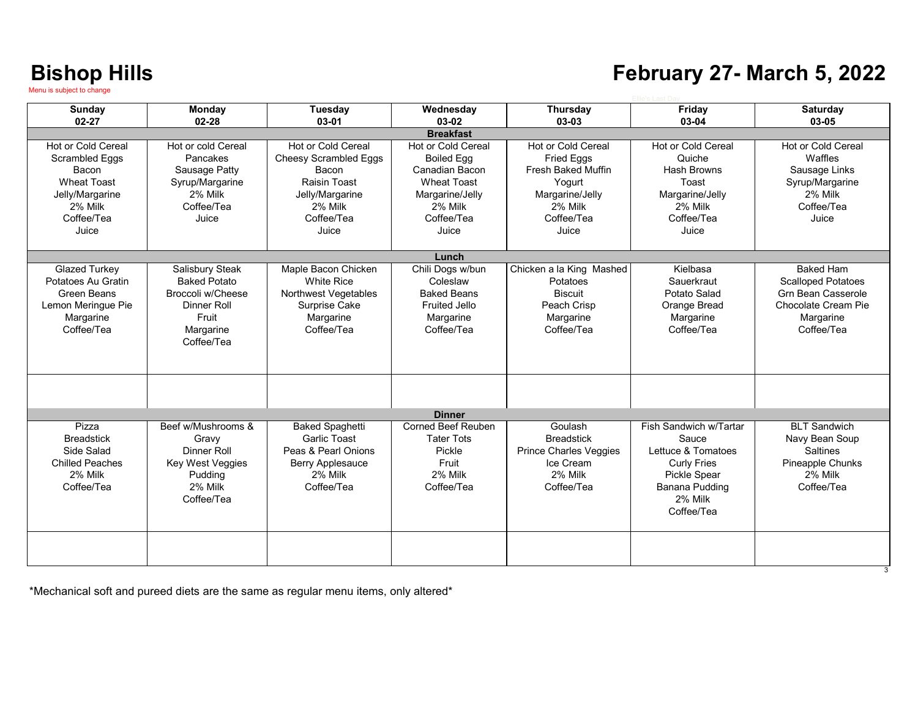# Bishop Hills

# February 27- March 5, 2022

Menu is subject to change

| Sunday 02-27 | Monday 02-28 | Tuesday 03-01 | Wednesday 03-02 | Thursday 03-03 | Friday 03-04 | Saturday 03-05 |
|---|---|---|---|---|---|---|
| **Breakfast** | | | | | | |
| Hot or Cold Cereal<br>Scrambled Eggs<br>Bacon<br>Wheat Toast<br>Jelly/Margarine<br>2% Milk<br>Coffee/Tea<br>Juice | Hot or cold Cereal<br>Pancakes<br>Sausage Patty<br>Syrup/Margarine<br>2% Milk<br>Coffee/Tea<br>Juice | Hot or Cold Cereal<br>Cheesy Scrambled Eggs<br>Bacon<br>Raisin Toast<br>Jelly/Margarine<br>2% Milk<br>Coffee/Tea<br>Juice | Hot or Cold Cereal<br>Boiled Egg<br>Canadian Bacon<br>Wheat Toast<br>Margarine/Jelly<br>2% Milk<br>Coffee/Tea<br>Juice | Hot or Cold Cereal<br>Fried Eggs<br>Fresh Baked Muffin<br>Yogurt<br>Margarine/Jelly<br>2% Milk<br>Coffee/Tea<br>Juice | Hot or Cold Cereal<br>Quiche<br>Hash Browns<br>Toast<br>Margarine/Jelly<br>2% Milk<br>Coffee/Tea<br>Juice | Hot or Cold Cereal<br>Waffles<br>Sausage Links<br>Syrup/Margarine<br>2% Milk<br>Coffee/Tea<br>Juice |
| **Lunch** | | | | | | |
| Glazed Turkey<br>Potatoes Au Gratin<br>Green Beans<br>Lemon Meringue Pie<br>Margarine<br>Coffee/Tea | Salisbury Steak<br>Baked Potato<br>Broccoli w/Cheese<br>Dinner Roll<br>Fruit<br>Margarine<br>Coffee/Tea | Maple Bacon Chicken<br>White Rice<br>Northwest Vegetables<br>Surprise Cake<br>Margarine<br>Coffee/Tea | Chili Dogs w/bun<br>Coleslaw<br>Baked Beans<br>Fruited Jello<br>Margarine<br>Coffee/Tea | Chicken a la King Mashed Potatoes<br>Biscuit<br>Peach Crisp<br>Margarine<br>Coffee/Tea | Kielbasa<br>Sauerkraut<br>Potato Salad<br>Orange Bread<br>Margarine<br>Coffee/Tea | Baked Ham<br>Scalloped Potatoes<br>Grn Bean Casserole<br>Chocolate Cream Pie<br>Margarine<br>Coffee/Tea |
| | | | | | | |
| **Dinner** | | | | | | |
| Pizza<br>Breadstick<br>Side Salad<br>Chilled Peaches<br>2% Milk<br>Coffee/Tea | Beef w/Mushrooms & Gravy<br>Dinner Roll<br>Key West Veggies<br>Pudding<br>2% Milk<br>Coffee/Tea | Baked Spaghetti<br>Garlic Toast<br>Peas & Pearl Onions<br>Berry Applesauce<br>2% Milk<br>Coffee/Tea | Corned Beef Reuben<br>Tater Tots<br>Pickle<br>Fruit<br>2% Milk<br>Coffee/Tea | Goulash<br>Breadstick<br>Prince Charles Veggies<br>Ice Cream<br>2% Milk<br>Coffee/Tea | Fish Sandwich w/Tartar Sauce<br>Lettuce & Tomatoes<br>Curly Fries<br>Pickle Spear<br>Banana Pudding<br>2% Milk<br>Coffee/Tea | BLT Sandwich<br>Navy Bean Soup<br>Saltines<br>Pineapple Chunks<br>2% Milk<br>Coffee/Tea |
| | | | | | | |

*Mechanical soft and pureed diets are the same as regular menu items, only altered*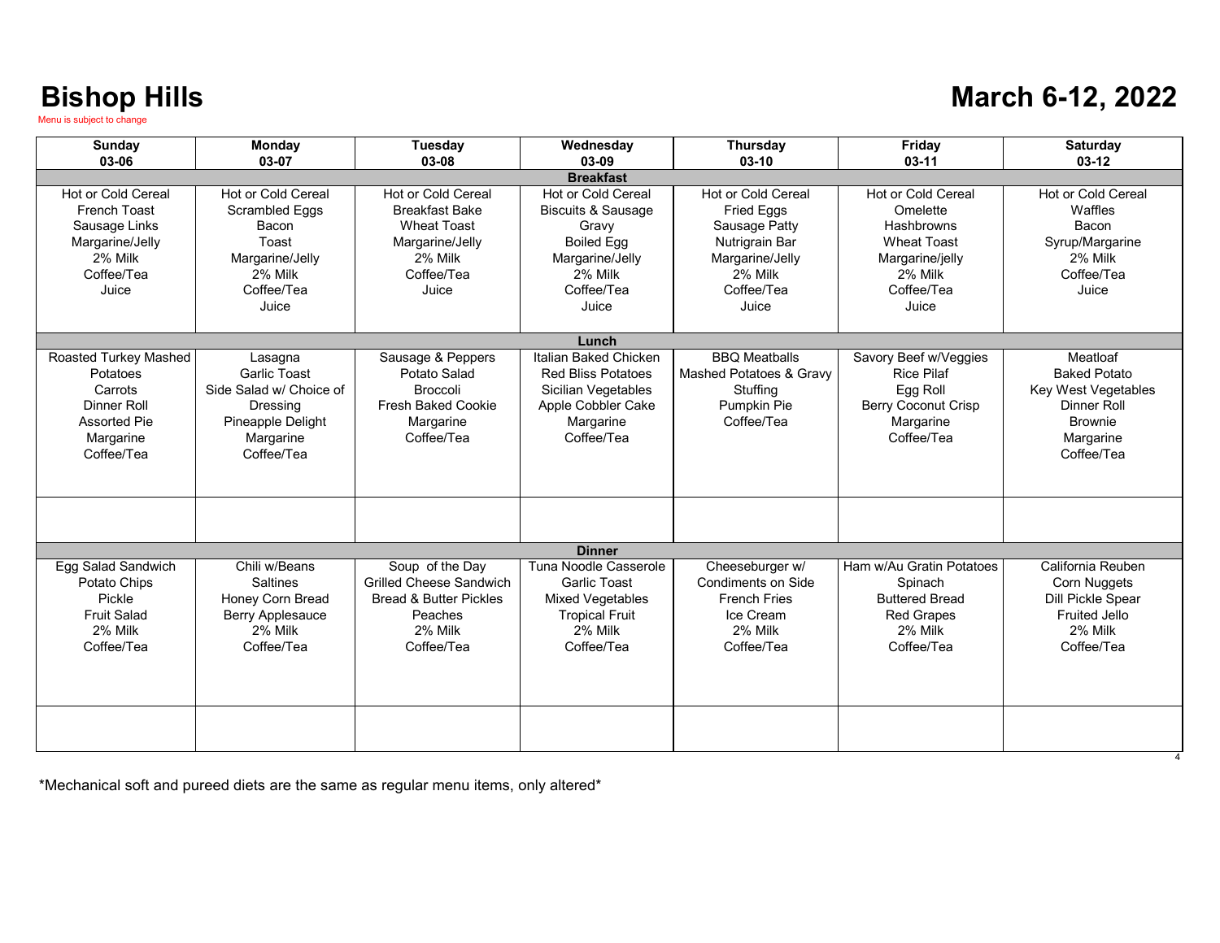# Bishop Hills

Menu is subject to change

# March 6-12, 2022

| Sunday 03-06 | Monday 03-07 | Tuesday 03-08 | Wednesday 03-09 | Thursday 03-10 | Friday 03-11 | Saturday 03-12 |
|---|---|---|---|---|---|---|
| **Breakfast** | | | | | | |
| Hot or Cold Cereal<br>French Toast<br>Sausage Links<br>Margarine/Jelly<br>2% Milk<br>Coffee/Tea<br>Juice | Hot or Cold Cereal<br>Scrambled Eggs<br>Bacon<br>Toast<br>Margarine/Jelly<br>2% Milk<br>Coffee/Tea<br>Juice | Hot or Cold Cereal<br>Breakfast Bake<br>Wheat Toast<br>Margarine/Jelly<br>2% Milk<br>Coffee/Tea<br>Juice | Hot or Cold Cereal<br>Biscuits & Sausage<br>Gravy<br>Boiled Egg<br>Margarine/Jelly<br>2% Milk<br>Coffee/Tea<br>Juice | Hot or Cold Cereal<br>Fried Eggs<br>Sausage Patty<br>Nutrigrain Bar<br>Margarine/Jelly<br>2% Milk<br>Coffee/Tea<br>Juice | Hot or Cold Cereal<br>Omelette<br>Hashbrowns<br>Wheat Toast<br>Margarine/jelly<br>2% Milk<br>Coffee/Tea<br>Juice | Hot or Cold Cereal<br>Waffles<br>Bacon<br>Syrup/Margarine<br>2% Milk<br>Coffee/Tea<br>Juice |
| **Lunch** | | | | | | |
| Roasted Turkey Mashed Potatoes<br>Carrots<br>Dinner Roll<br>Assorted Pie<br>Margarine<br>Coffee/Tea | Lasagna<br>Garlic Toast<br>Side Salad w/ Choice of Dressing<br>Pineapple Delight<br>Margarine<br>Coffee/Tea | Sausage & Peppers<br>Potato Salad<br>Broccoli<br>Fresh Baked Cookie<br>Margarine<br>Coffee/Tea | Italian Baked Chicken<br>Red Bliss Potatoes<br>Sicilian Vegetables<br>Apple Cobbler Cake<br>Margarine<br>Coffee/Tea | BBQ Meatballs<br>Mashed Potatoes & Gravy<br>Stuffing<br>Pumpkin Pie<br>Coffee/Tea | Savory Beef w/Veggies<br>Rice Pilaf<br>Egg Roll<br>Berry Coconut Crisp<br>Margarine<br>Coffee/Tea | Meatloaf<br>Baked Potato<br>Key West Vegetables<br>Dinner Roll<br>Brownie<br>Margarine<br>Coffee/Tea |
| | | | | | | |
| **Dinner** | | | | | | |
| Egg Salad Sandwich<br>Potato Chips<br>Pickle<br>Fruit Salad<br>2% Milk<br>Coffee/Tea | Chili w/Beans<br>Saltines<br>Honey Corn Bread<br>Berry Applesauce<br>2% Milk<br>Coffee/Tea | Soup of the Day<br>Grilled Cheese Sandwich<br>Bread & Butter Pickles<br>Peaches<br>2% Milk<br>Coffee/Tea | Tuna Noodle Casserole<br>Garlic Toast<br>Mixed Vegetables<br>Tropical Fruit<br>2% Milk<br>Coffee/Tea | Cheeseburger w/ Condiments on Side<br>French Fries<br>Ice Cream<br>2% Milk<br>Coffee/Tea | Ham w/Au Gratin Potatoes<br>Spinach<br>Buttered Bread<br>Red Grapes<br>2% Milk<br>Coffee/Tea | California Reuben<br>Corn Nuggets<br>Dill Pickle Spear<br>Fruited Jello<br>2% Milk<br>Coffee/Tea |
| | | | | | | |

*Mechanical soft and pureed diets are the same as regular menu items, only altered*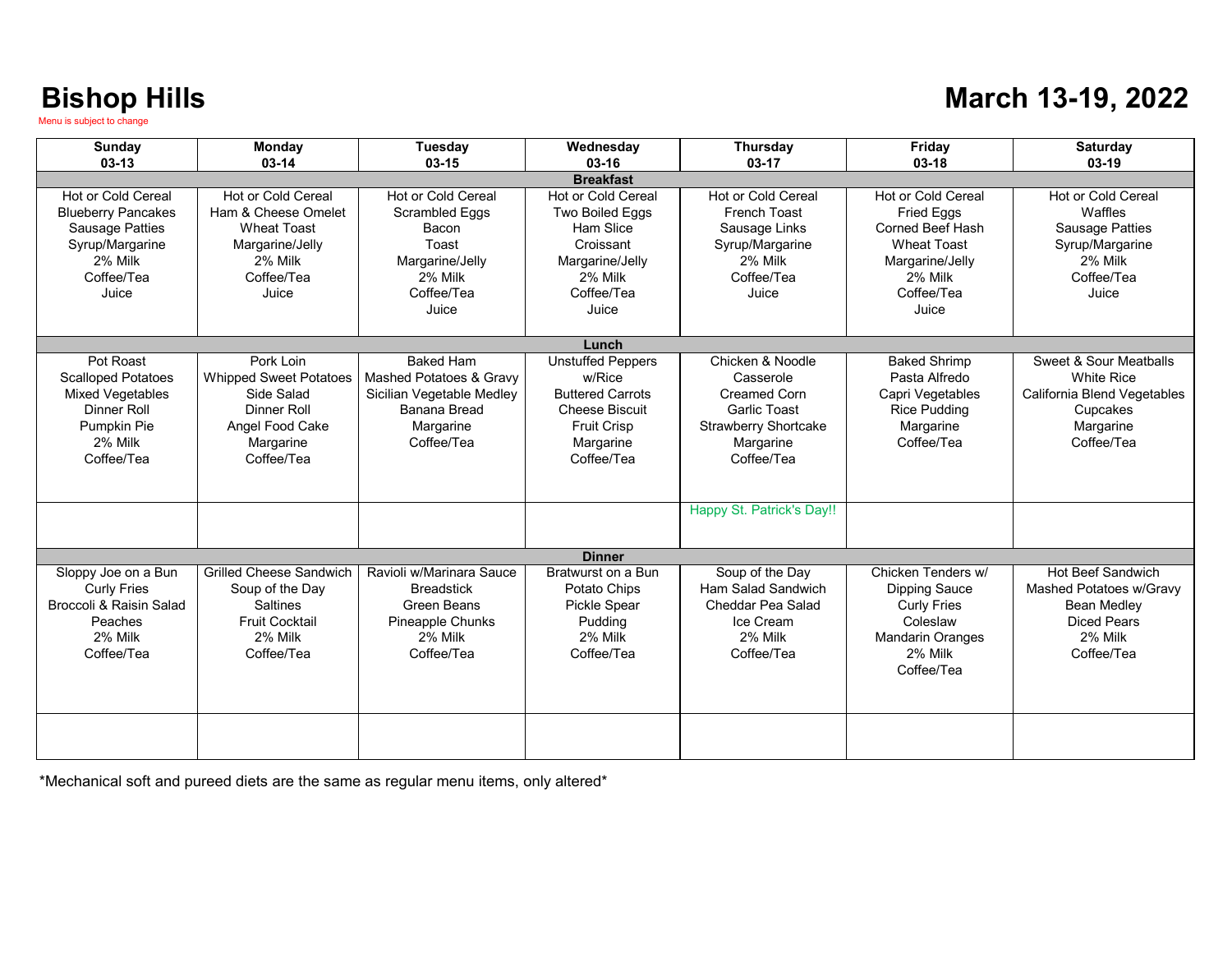# Bishop Hills

Menu is subject to change

# March 13-19, 2022

| Sunday 03-13 | Monday 03-14 | Tuesday 03-15 | Wednesday 03-16 | Thursday 03-17 | Friday 03-18 | Saturday 03-19 |
|---|---|---|---|---|---|---|
| **Breakfast** | | | | | | |
| Hot or Cold Cereal<br>Blueberry Pancakes<br>Sausage Patties<br>Syrup/Margarine<br>2% Milk<br>Coffee/Tea<br>Juice | Hot or Cold Cereal<br>Ham & Cheese Omelet<br>Wheat Toast<br>Margarine/Jelly<br>2% Milk<br>Coffee/Tea<br>Juice | Hot or Cold Cereal<br>Scrambled Eggs<br>Bacon<br>Toast<br>Margarine/Jelly<br>2% Milk<br>Coffee/Tea<br>Juice | Hot or Cold Cereal<br>Two Boiled Eggs<br>Ham Slice<br>Croissant<br>Margarine/Jelly<br>2% Milk<br>Coffee/Tea<br>Juice | Hot or Cold Cereal<br>French Toast<br>Sausage Links<br>Syrup/Margarine<br>2% Milk<br>Coffee/Tea<br>Juice | Hot or Cold Cereal<br>Fried Eggs<br>Corned Beef Hash<br>Wheat Toast<br>Margarine/Jelly<br>2% Milk<br>Coffee/Tea<br>Juice | Hot or Cold Cereal<br>Waffles<br>Sausage Patties<br>Syrup/Margarine<br>2% Milk<br>Coffee/Tea<br>Juice |
| **Lunch** | | | | | | |
| Pot Roast<br>Scalloped Potatoes<br>Mixed Vegetables<br>Dinner Roll<br>Pumpkin Pie<br>2% Milk<br>Coffee/Tea | Pork Loin<br>Whipped Sweet Potatoes<br>Side Salad<br>Dinner Roll<br>Angel Food Cake<br>Margarine<br>Coffee/Tea | Baked Ham<br>Mashed Potatoes & Gravy<br>Sicilian Vegetable Medley<br>Banana Bread<br>Margarine<br>Coffee/Tea | Unstuffed Peppers w/Rice<br>Buttered Carrots<br>Cheese Biscuit<br>Fruit Crisp<br>Margarine<br>Coffee/Tea | Chicken & Noodle Casserole<br>Creamed Corn<br>Garlic Toast<br>Strawberry Shortcake<br>Margarine<br>Coffee/Tea | Baked Shrimp<br>Pasta Alfredo<br>Capri Vegetables<br>Rice Pudding<br>Margarine<br>Coffee/Tea | Sweet & Sour Meatballs<br>White Rice<br>California Blend Vegetables<br>Cupcakes<br>Margarine<br>Coffee/Tea |
| | | | | Happy St. Patrick's Day!! | | |
| **Dinner** | | | | | | |
| Sloppy Joe on a Bun<br>Curly Fries<br>Broccoli & Raisin Salad<br>Peaches<br>2% Milk<br>Coffee/Tea | Grilled Cheese Sandwich<br>Soup of the Day<br>Saltines<br>Fruit Cocktail<br>2% Milk<br>Coffee/Tea | Ravioli w/Marinara Sauce<br>Breadstick<br>Green Beans<br>Pineapple Chunks<br>2% Milk<br>Coffee/Tea | Bratwurst on a Bun<br>Potato Chips<br>Pickle Spear<br>Pudding<br>2% Milk<br>Coffee/Tea | Soup of the Day<br>Ham Salad Sandwich<br>Cheddar Pea Salad<br>Ice Cream<br>2% Milk<br>Coffee/Tea | Chicken Tenders w/ Dipping Sauce<br>Curly Fries<br>Coleslaw<br>Mandarin Oranges<br>2% Milk<br>Coffee/Tea | Hot Beef Sandwich<br>Mashed Potatoes w/Gravy<br>Bean Medley<br>Diced Pears<br>2% Milk<br>Coffee/Tea |

*Mechanical soft and pureed diets are the same as regular menu items, only altered*